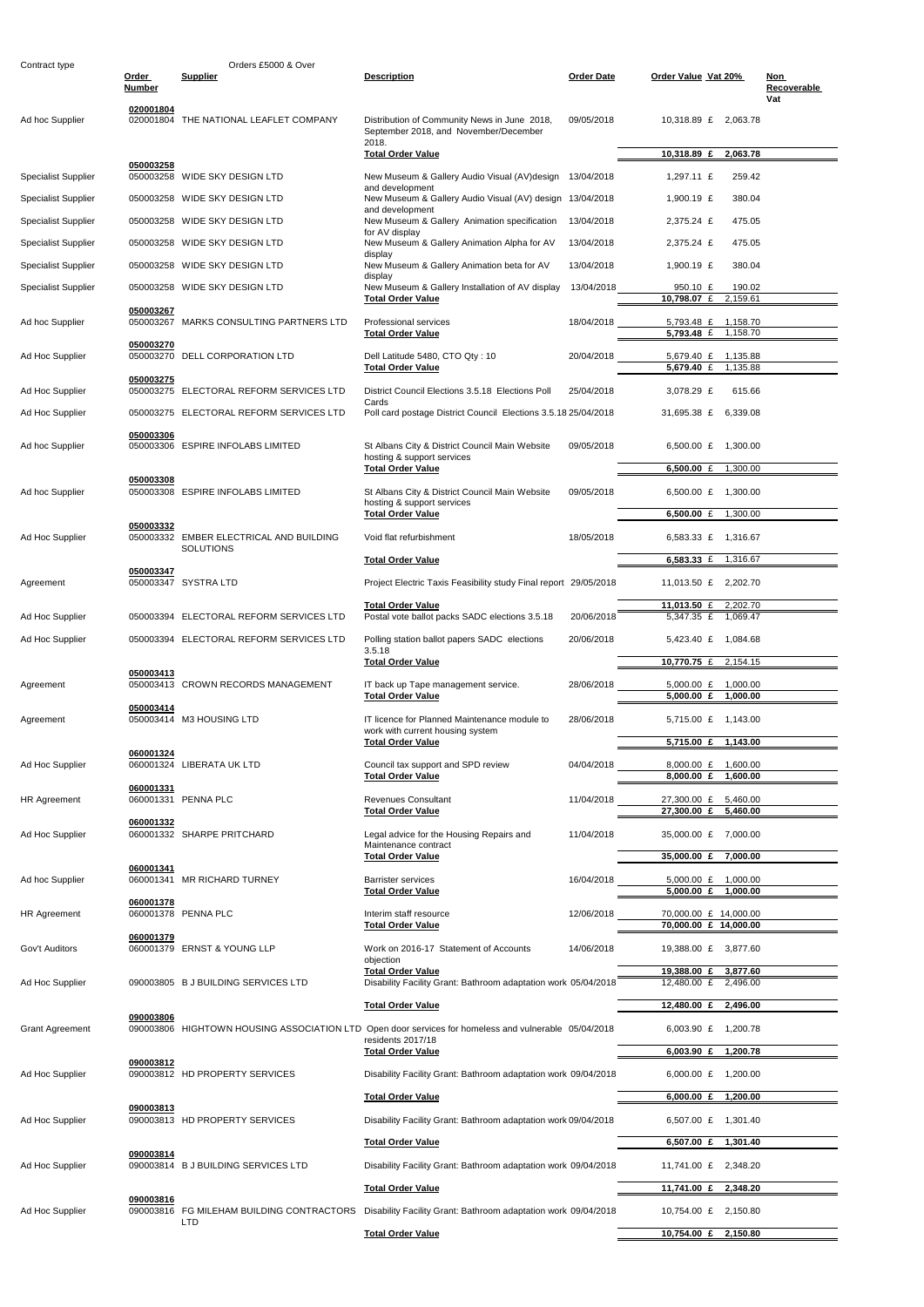Orders £5000 & Over

| Contract type | Order Number | Supplier | Description | Order Date | Order Value | Vat 20% | Non Recoverable Vat |
|---|---|---|---|---|---|---|---|
| | 020001804 | | | | | | |
| Ad hoc Supplier | 020001804 | THE NATIONAL LEAFLET COMPANY | Distribution of Community News in June 2018, September 2018, and November/December 2018. | 09/05/2018 | 10,318.89 | £ 2,063.78 | |
| | | | **Total Order Value** | | **10,318.89** | **£ 2,063.78** | |
| | 050003258 | | | | | | |
| Specialist Supplier | 050003258 | WIDE SKY DESIGN LTD | New Museum & Gallery Audio Visual (AV)design and development | 13/04/2018 | 1,297.11 | £ 259.42 | |
| Specialist Supplier | 050003258 | WIDE SKY DESIGN LTD | New Museum & Gallery Audio Visual (AV) design and development | 13/04/2018 | 1,900.19 | £ 380.04 | |
| Specialist Supplier | 050003258 | WIDE SKY DESIGN LTD | New Museum & Gallery Animation specification for AV display | 13/04/2018 | 2,375.24 | £ 475.05 | |
| Specialist Supplier | 050003258 | WIDE SKY DESIGN LTD | New Museum & Gallery Animation Alpha for AV display | 13/04/2018 | 2,375.24 | £ 475.05 | |
| Specialist Supplier | 050003258 | WIDE SKY DESIGN LTD | New Museum & Gallery Animation beta for AV display | 13/04/2018 | 1,900.19 | £ 380.04 | |
| Specialist Supplier | 050003258 | WIDE SKY DESIGN LTD | New Museum & Gallery Installation of AV display | 13/04/2018 | 950.10 | £ 190.02 | |
| | | | **Total Order Value** | | **10,798.07** | £ 2,159.61 | |
| | 050003267 | | | | | | |
| Ad hoc Supplier | 050003267 | MARKS CONSULTING PARTNERS LTD | Professional services | 18/04/2018 | 5,793.48 | £ 1,158.70 | |
| | | | **Total Order Value** | | **5,793.48** | £ 1,158.70 | |
| | 050003270 | | | | | | |
| Ad Hoc Supplier | 050003270 | DELL CORPORATION LTD | Dell Latitude 5480, CTO Qty : 10 | 20/04/2018 | 5,679.40 | £ 1,135.88 | |
| | | | **Total Order Value** | | **5,679.40** | £ 1,135.88 | |
| | 050003275 | | | | | | |
| Ad Hoc Supplier | 050003275 | ELECTORAL REFORM SERVICES LTD | District Council Elections 3.5.18 Elections Poll Cards | 25/04/2018 | 3,078.29 | £ 615.66 | |
| Ad Hoc Supplier | 050003275 | ELECTORAL REFORM SERVICES LTD | Poll card postage District Council Elections 3.5.18 | 25/04/2018 | 31,695.38 | £ 6,339.08 | |
| | 050003306 | | | | | | |
| Ad hoc Supplier | 050003306 | ESPIRE INFOLABS LIMITED | St Albans City & District Council Main Website hosting & support services | 09/05/2018 | 6,500.00 | £ 1,300.00 | |
| | | | **Total Order Value** | | **6,500.00** | £ 1,300.00 | |
| | 050003308 | | | | | | |
| Ad hoc Supplier | 050003308 | ESPIRE INFOLABS LIMITED | St Albans City & District Council Main Website hosting & support services | 09/05/2018 | 6,500.00 | £ 1,300.00 | |
| | | | **Total Order Value** | | **6,500.00** | £ 1,300.00 | |
| | 050003332 | | | | | | |
| Ad Hoc Supplier | 050003332 | EMBER ELECTRICAL AND BUILDING SOLUTIONS | Void flat refurbishment | 18/05/2018 | 6,583.33 | £ 1,316.67 | |
| | | | **Total Order Value** | | **6,583.33** | £ 1,316.67 | |
| | 050003347 | | | | | | |
| Agreement | 050003347 | SYSTRA LTD | Project Electric Taxis Feasibility study Final report | 29/05/2018 | 11,013.50 | £ 2,202.70 | |
| | | | **Total Order Value** | | **11,013.50** | £ 2,202.70 | |
| Ad Hoc Supplier | 050003394 | ELECTORAL REFORM SERVICES LTD | Postal vote ballot packs SADC elections 3.5.18 | 20/06/2018 | 5,347.35 | £ 1,069.47 | |
| Ad Hoc Supplier | 050003394 | ELECTORAL REFORM SERVICES LTD | Polling station ballot papers SADC elections 3.5.18 | 20/06/2018 | 5,423.40 | £ 1,084.68 | |
| | | | **Total Order Value** | | **10,770.75** | £ 2,154.15 | |
| | 050003413 | | | | | | |
| Agreement | 050003413 | CROWN RECORDS MANAGEMENT | IT back up Tape management service. | 28/06/2018 | 5,000.00 | £ 1,000.00 | |
| | | | **Total Order Value** | | **5,000.00** | **£ 1,000.00** | |
| | 050003414 | | | | | | |
| Agreement | 050003414 | M3 HOUSING LTD | IT licence for Planned Maintenance module to work with current housing system | 28/06/2018 | 5,715.00 | £ 1,143.00 | |
| | | | **Total Order Value** | | **5,715.00** | **£ 1,143.00** | |
| | 060001324 | | | | | | |
| Ad Hoc Supplier | 060001324 | LIBERATA UK LTD | Council tax support and SPD review | 04/04/2018 | 8,000.00 | £ 1,600.00 | |
| | | | **Total Order Value** | | **8,000.00** | **£ 1,600.00** | |
| | 060001331 | | | | | | |
| HR Agreement | 060001331 | PENNA PLC | Revenues Consultant | 11/04/2018 | 27,300.00 | £ 5,460.00 | |
| | | | **Total Order Value** | | **27,300.00** | **£ 5,460.00** | |
| | 060001332 | | | | | | |
| Ad Hoc Supplier | 060001332 | SHARPE PRITCHARD | Legal advice for the Housing Repairs and Maintenance contract | 11/04/2018 | 35,000.00 | £ 7,000.00 | |
| | | | **Total Order Value** | | **35,000.00** | **£ 7,000.00** | |
| | 060001341 | | | | | | |
| Ad hoc Supplier | 060001341 | MR RICHARD TURNEY | Barrister services | 16/04/2018 | 5,000.00 | £ 1,000.00 | |
| | | | **Total Order Value** | | **5,000.00** | **£ 1,000.00** | |
| | 060001378 | | | | | | |
| HR Agreement | 060001378 | PENNA PLC | Interim staff resource | 12/06/2018 | 70,000.00 | £ 14,000.00 | |
| | | | **Total Order Value** | | **70,000.00** | **£ 14,000.00** | |
| | 060001379 | | | | | | |
| Gov't Auditors | 060001379 | ERNST & YOUNG LLP | Work on 2016-17 Statement of Accounts objection | 14/06/2018 | 19,388.00 | £ 3,877.60 | |
| | | | **Total Order Value** | | **19,388.00** | **£ 3,877.60** | |
| Ad Hoc Supplier | 090003805 | B J BUILDING SERVICES LTD | Disability Facility Grant: Bathroom adaptation work | 05/04/2018 | 12,480.00 | £ 2,496.00 | |
| | | | **Total Order Value** | | **12,480.00** | **£ 2,496.00** | |
| | 090003806 | | | | | | |
| Grant Agreement | 090003806 | HIGHTOWN HOUSING ASSOCIATION LTD | Open door services for homeless and vulnerable residents 2017/18 | 05/04/2018 | 6,003.90 | £ 1,200.78 | |
| | | | **Total Order Value** | | **6,003.90** | **£ 1,200.78** | |
| | 090003812 | | | | | | |
| Ad Hoc Supplier | 090003812 | HD PROPERTY SERVICES | Disability Facility Grant: Bathroom adaptation work | 09/04/2018 | 6,000.00 | £ 1,200.00 | |
| | | | **Total Order Value** | | **6,000.00** | **£ 1,200.00** | |
| | 090003813 | | | | | | |
| Ad Hoc Supplier | 090003813 | HD PROPERTY SERVICES | Disability Facility Grant: Bathroom adaptation work | 09/04/2018 | 6,507.00 | £ 1,301.40 | |
| | | | **Total Order Value** | | **6,507.00** | **£ 1,301.40** | |
| | 090003814 | | | | | | |
| Ad Hoc Supplier | 090003814 | B J BUILDING SERVICES LTD | Disability Facility Grant: Bathroom adaptation work | 09/04/2018 | 11,741.00 | £ 2,348.20 | |
| | | | **Total Order Value** | | **11,741.00** | **£ 2,348.20** | |
| | 090003816 | | | | | | |
| Ad Hoc Supplier | 090003816 | FG MILEHAM BUILDING CONTRACTORS LTD | Disability Facility Grant: Bathroom adaptation work | 09/04/2018 | 10,754.00 | £ 2,150.80 | |
| | | | **Total Order Value** | | **10,754.00** | **£ 2,150.80** | |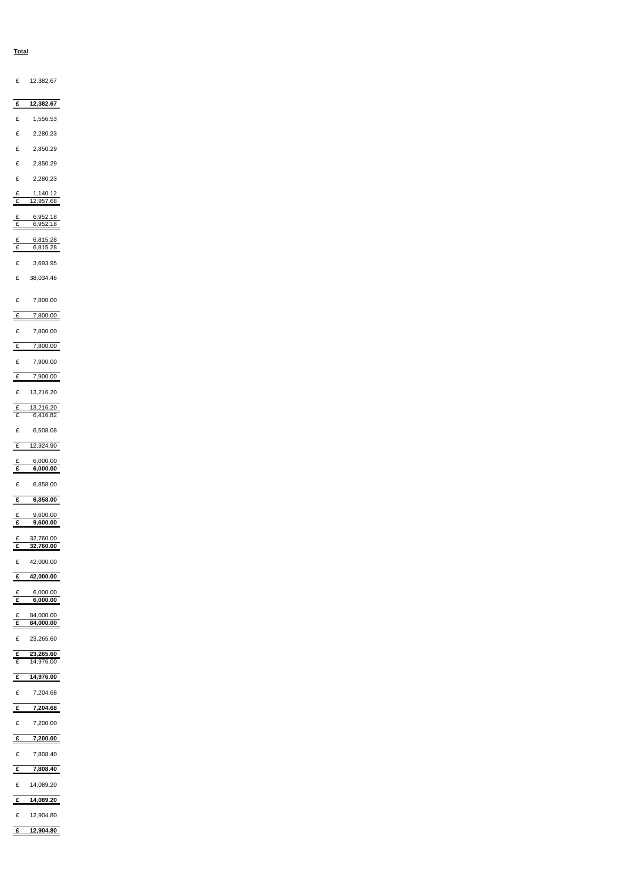| Total |
|---|
| £ 12,382.67 |
| **£ 12,382.67** |
| £ 1,556.53 |
| £ 2,280.23 |
| £ 2,850.29 |
| £ 2,850.29 |
| £ 2,280.23 |
| £ 1,140.12 |
| £ 12,957.68 |
| £ 6,952.18 |
| £ 6,952.18 |
| £ 6,815.28 |
| £ 6,815.28 |
| £ 3,693.95 |
| £ 38,034.46 |
| £ 7,800.00 |
| £ 7,800.00 |
| £ 7,800.00 |
| £ 7,800.00 |
| £ 7,900.00 |
| £ 7,900.00 |
| £ 13,216.20 |
| £ 13,216.20 |
| £ 6,416.82 |
| £ 6,508.08 |
| £ 12,924.90 |
| £ 6,000.00 |
| **£ 6,000.00** |
| £ 6,858.00 |
| **£ 6,858.00** |
| £ 9,600.00 |
| **£ 9,600.00** |
| £ 32,760.00 |
| **£ 32,760.00** |
| £ 42,000.00 |
| **£ 42,000.00** |
| £ 6,000.00 |
| **£ 6,000.00** |
| £ 84,000.00 |
| **£ 84,000.00** |
| £ 23,265.60 |
| **£ 23,265.60** |
| £ 14,976.00 |
| **£ 14,976.00** |
| £ 7,204.68 |
| **£ 7,204.68** |
| £ 7,200.00 |
| **£ 7,200.00** |
| £ 7,808.40 |
| **£ 7,808.40** |
| £ 14,089.20 |
| **£ 14,089.20** |
| £ 12,904.80 |
| **£ 12,904.80** |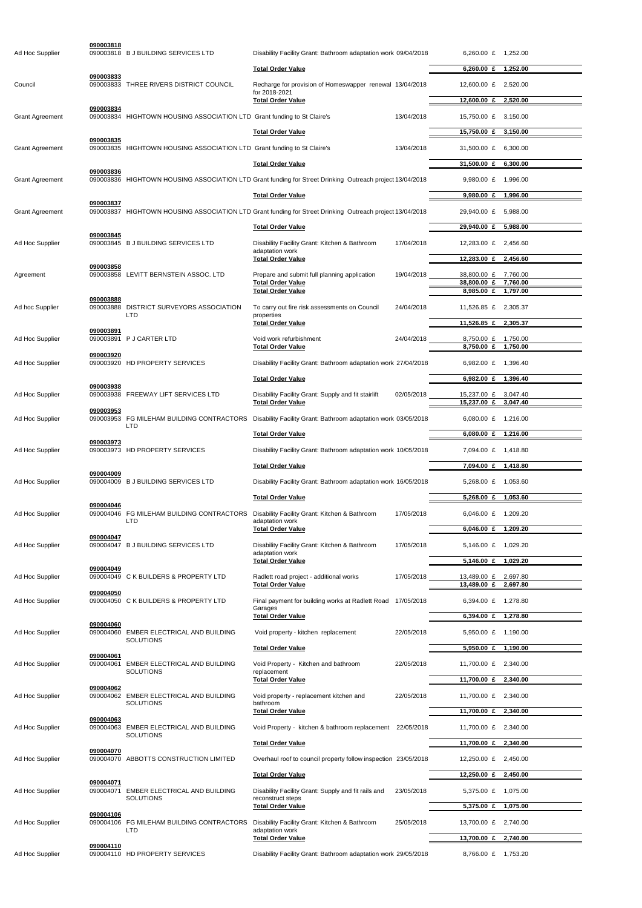| Type | Order No. | Supplier | Description | Date | Value | VAT |
|---|---|---|---|---|---|---|
| | 090003818 | | | | | |
| Ad Hoc Supplier | 090003818 | B J BUILDING SERVICES LTD | Disability Facility Grant: Bathroom adaptation work | 09/04/2018 | 6,260.00 £ | 1,252.00 |
| | | | **Total Order Value** | | **6,260.00 £** | **1,252.00** |
| | 090003833 | | | | | |
| Council | 090003833 | THREE RIVERS DISTRICT COUNCIL | Recharge for provision of Homeswapper renewal for 2018-2021 | 13/04/2018 | 12,600.00 £ | 2,520.00 |
| | | | **Total Order Value** | | **12,600.00 £** | **2,520.00** |
| | 090003834 | | | | | |
| Grant Agreement | 090003834 | HIGHTOWN HOUSING ASSOCIATION LTD | Grant funding to St Claire's | 13/04/2018 | 15,750.00 £ | 3,150.00 |
| | | | **Total Order Value** | | **15,750.00 £** | **3,150.00** |
| | 090003835 | | | | | |
| Grant Agreement | 090003835 | HIGHTOWN HOUSING ASSOCIATION LTD | Grant funding to St Claire's | 13/04/2018 | 31,500.00 £ | 6,300.00 |
| | | | **Total Order Value** | | **31,500.00 £** | **6,300.00** |
| | 090003836 | | | | | |
| Grant Agreement | 090003836 | HIGHTOWN HOUSING ASSOCIATION LTD | Grant funding for Street Drinking Outreach project | 13/04/2018 | 9,980.00 £ | 1,996.00 |
| | | | **Total Order Value** | | **9,980.00 £** | **1,996.00** |
| | 090003837 | | | | | |
| Grant Agreement | 090003837 | HIGHTOWN HOUSING ASSOCIATION LTD | Grant funding for Street Drinking Outreach project | 13/04/2018 | 29,940.00 £ | 5,988.00 |
| | | | **Total Order Value** | | **29,940.00 £** | **5,988.00** |
| | 090003845 | | | | | |
| Ad Hoc Supplier | 090003845 | B J BUILDING SERVICES LTD | Disability Facility Grant: Kitchen & Bathroom adaptation work | 17/04/2018 | 12,283.00 £ | 2,456.60 |
| | | | **Total Order Value** | | **12,283.00 £** | **2,456.60** |
| | 090003858 | | | | | |
| Agreement | 090003858 | LEVITT BERNSTEIN ASSOC. LTD | Prepare and submit full planning application | 19/04/2018 | 38,800.00 £ | 7,760.00 |
| | | | **Total Order Value** | | **38,800.00 £** | **7,760.00** |
| | | | **Total Order Value** | | **8,985.00 £** | **1,797.00** |
| | 090003888 | | | | | |
| Ad hoc Supplier | 090003888 | DISTRICT SURVEYORS ASSOCIATION LTD | To carry out fire risk assessments on Council properties | 24/04/2018 | 11,526.85 £ | 2,305.37 |
| | | | **Total Order Value** | | **11,526.85 £** | **2,305.37** |
| | 090003891 | | | | | |
| Ad Hoc Supplier | 090003891 | P J CARTER LTD | Void work refurbishment | 24/04/2018 | 8,750.00 £ | 1,750.00 |
| | | | **Total Order Value** | | **8,750.00 £** | **1,750.00** |
| | 090003920 | | | | | |
| Ad Hoc Supplier | 090003920 | HD PROPERTY SERVICES | Disability Facility Grant: Bathroom adaptation work | 27/04/2018 | 6,982.00 £ | 1,396.40 |
| | | | **Total Order Value** | | **6,982.00 £** | **1,396.40** |
| | 090003938 | | | | | |
| Ad Hoc Supplier | 090003938 | FREEWAY LIFT SERVICES LTD | Disability Facility Grant: Supply and fit stairlift | 02/05/2018 | 15,237.00 £ | 3,047.40 |
| | | | **Total Order Value** | | **15,237.00 £** | **3,047.40** |
| | 090003953 | | | | | |
| Ad Hoc Supplier | 090003953 | FG MILEHAM BUILDING CONTRACTORS LTD | Disability Facility Grant: Bathroom adaptation work | 03/05/2018 | 6,080.00 £ | 1,216.00 |
| | | | **Total Order Value** | | **6,080.00 £** | **1,216.00** |
| | 090003973 | | | | | |
| Ad Hoc Supplier | 090003973 | HD PROPERTY SERVICES | Disability Facility Grant: Bathroom adaptation work | 10/05/2018 | 7,094.00 £ | 1,418.80 |
| | | | **Total Order Value** | | **7,094.00 £** | **1,418.80** |
| | 090004009 | | | | | |
| Ad Hoc Supplier | 090004009 | B J BUILDING SERVICES LTD | Disability Facility Grant: Bathroom adaptation work | 16/05/2018 | 5,268.00 £ | 1,053.60 |
| | | | **Total Order Value** | | **5,268.00 £** | **1,053.60** |
| | 090004046 | | | | | |
| Ad Hoc Supplier | 090004046 | FG MILEHAM BUILDING CONTRACTORS LTD | Disability Facility Grant: Kitchen & Bathroom adaptation work | 17/05/2018 | 6,046.00 £ | 1,209.20 |
| | | | **Total Order Value** | | **6,046.00 £** | **1,209.20** |
| | 090004047 | | | | | |
| Ad Hoc Supplier | 090004047 | B J BUILDING SERVICES LTD | Disability Facility Grant: Kitchen & Bathroom adaptation work | 17/05/2018 | 5,146.00 £ | 1,029.20 |
| | | | **Total Order Value** | | **5,146.00 £** | **1,029.20** |
| | 090004049 | | | | | |
| Ad Hoc Supplier | 090004049 | C K BUILDERS & PROPERTY LTD | Radlett road project - additional works | 17/05/2018 | 13,489.00 £ | 2,697.80 |
| | | | **Total Order Value** | | **13,489.00 £** | **2,697.80** |
| | 090004050 | | | | | |
| Ad Hoc Supplier | 090004050 | C K BUILDERS & PROPERTY LTD | Final payment for building works at Radlett Road Garages | 17/05/2018 | 6,394.00 £ | 1,278.80 |
| | | | **Total Order Value** | | **6,394.00 £** | **1,278.80** |
| | 090004060 | | | | | |
| Ad Hoc Supplier | 090004060 | EMBER ELECTRICAL AND BUILDING SOLUTIONS | Void property - kitchen replacement | 22/05/2018 | 5,950.00 £ | 1,190.00 |
| | | | **Total Order Value** | | **5,950.00 £** | **1,190.00** |
| | 090004061 | | | | | |
| Ad Hoc Supplier | 090004061 | EMBER ELECTRICAL AND BUILDING SOLUTIONS | Void Property - Kitchen and bathroom replacement | 22/05/2018 | 11,700.00 £ | 2,340.00 |
| | | | **Total Order Value** | | **11,700.00 £** | **2,340.00** |
| | 090004062 | | | | | |
| Ad Hoc Supplier | 090004062 | EMBER ELECTRICAL AND BUILDING SOLUTIONS | Void property - replacement kitchen and bathroom | 22/05/2018 | 11,700.00 £ | 2,340.00 |
| | | | **Total Order Value** | | **11,700.00 £** | **2,340.00** |
| | 090004063 | | | | | |
| Ad Hoc Supplier | 090004063 | EMBER ELECTRICAL AND BUILDING SOLUTIONS | Void Property - kitchen & bathroom replacement | 22/05/2018 | 11,700.00 £ | 2,340.00 |
| | | | **Total Order Value** | | **11,700.00 £** | **2,340.00** |
| | 090004070 | | | | | |
| Ad Hoc Supplier | 090004070 | ABBOTTS CONSTRUCTION LIMITED | Overhaul roof to council property follow inspection | 23/05/2018 | 12,250.00 £ | 2,450.00 |
| | | | **Total Order Value** | | **12,250.00 £** | **2,450.00** |
| | 090004071 | | | | | |
| Ad Hoc Supplier | 090004071 | EMBER ELECTRICAL AND BUILDING SOLUTIONS | Disability Facility Grant: Supply and fit rails and reconstruct steps | 23/05/2018 | 5,375.00 £ | 1,075.00 |
| | | | **Total Order Value** | | **5,375.00 £** | **1,075.00** |
| | 090004106 | | | | | |
| Ad Hoc Supplier | 090004106 | FG MILEHAM BUILDING CONTRACTORS LTD | Disability Facility Grant: Kitchen & Bathroom adaptation work | 25/05/2018 | 13,700.00 £ | 2,740.00 |
| | | | **Total Order Value** | | **13,700.00 £** | **2,740.00** |
| | 090004110 | | | | | |
| Ad Hoc Supplier | 090004110 | HD PROPERTY SERVICES | Disability Facility Grant: Bathroom adaptation work | 29/05/2018 | 8,766.00 £ | 1,753.20 |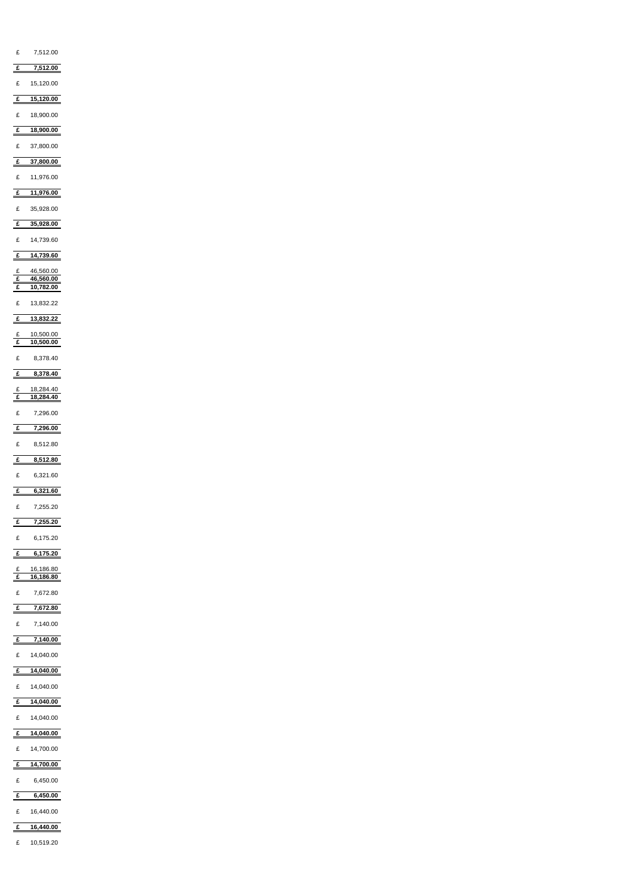| | |
|---|---|
| £ | 7,512.00 |
| **£** | **7,512.00** |
| £ | 15,120.00 |
| **£** | **15,120.00** |
| £ | 18,900.00 |
| **£** | **18,900.00** |
| £ | 37,800.00 |
| **£** | **37,800.00** |
| £ | 11,976.00 |
| **£** | **11,976.00** |
| £ | 35,928.00 |
| **£** | **35,928.00** |
| £ | 14,739.60 |
| **£** | **14,739.60** |
| £ | 46,560.00 |
| **£** | **46,560.00** |
| **£** | **10,782.00** |
| £ | 13,832.22 |
| **£** | **13,832.22** |
| £ | 10,500.00 |
| **£** | **10,500.00** |
| £ | 8,378.40 |
| **£** | **8,378.40** |
| £ | 18,284.40 |
| **£** | **18,284.40** |
| £ | 7,296.00 |
| **£** | **7,296.00** |
| £ | 8,512.80 |
| **£** | **8,512.80** |
| £ | 6,321.60 |
| **£** | **6,321.60** |
| £ | 7,255.20 |
| **£** | **7,255.20** |
| £ | 6,175.20 |
| **£** | **6,175.20** |
| £ | 16,186.80 |
| **£** | **16,186.80** |
| £ | 7,672.80 |
| **£** | **7,672.80** |
| £ | 7,140.00 |
| **£** | **7,140.00** |
| £ | 14,040.00 |
| **£** | **14,040.00** |
| £ | 14,040.00 |
| **£** | **14,040.00** |
| £ | 14,040.00 |
| **£** | **14,040.00** |
| £ | 14,700.00 |
| **£** | **14,700.00** |
| £ | 6,450.00 |
| **£** | **6,450.00** |
| £ | 16,440.00 |
| **£** | **16,440.00** |
| £ | 10,519.20 |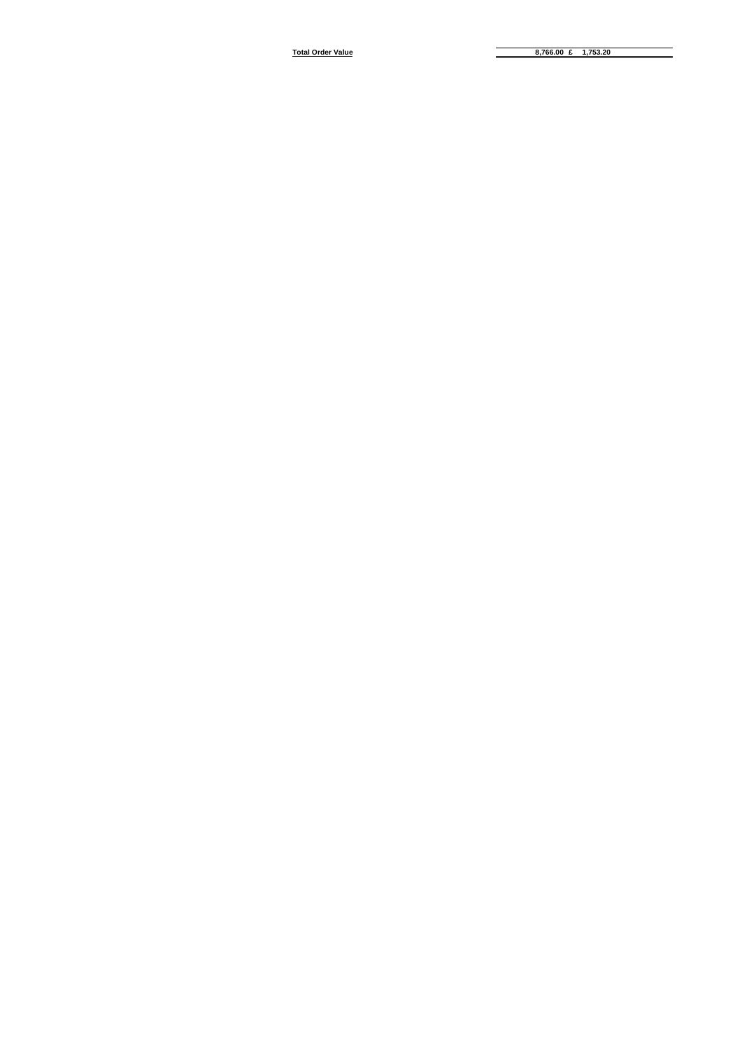| Total Order Value | 8,766.00 | £ 1,753.20 |
|---|---|---|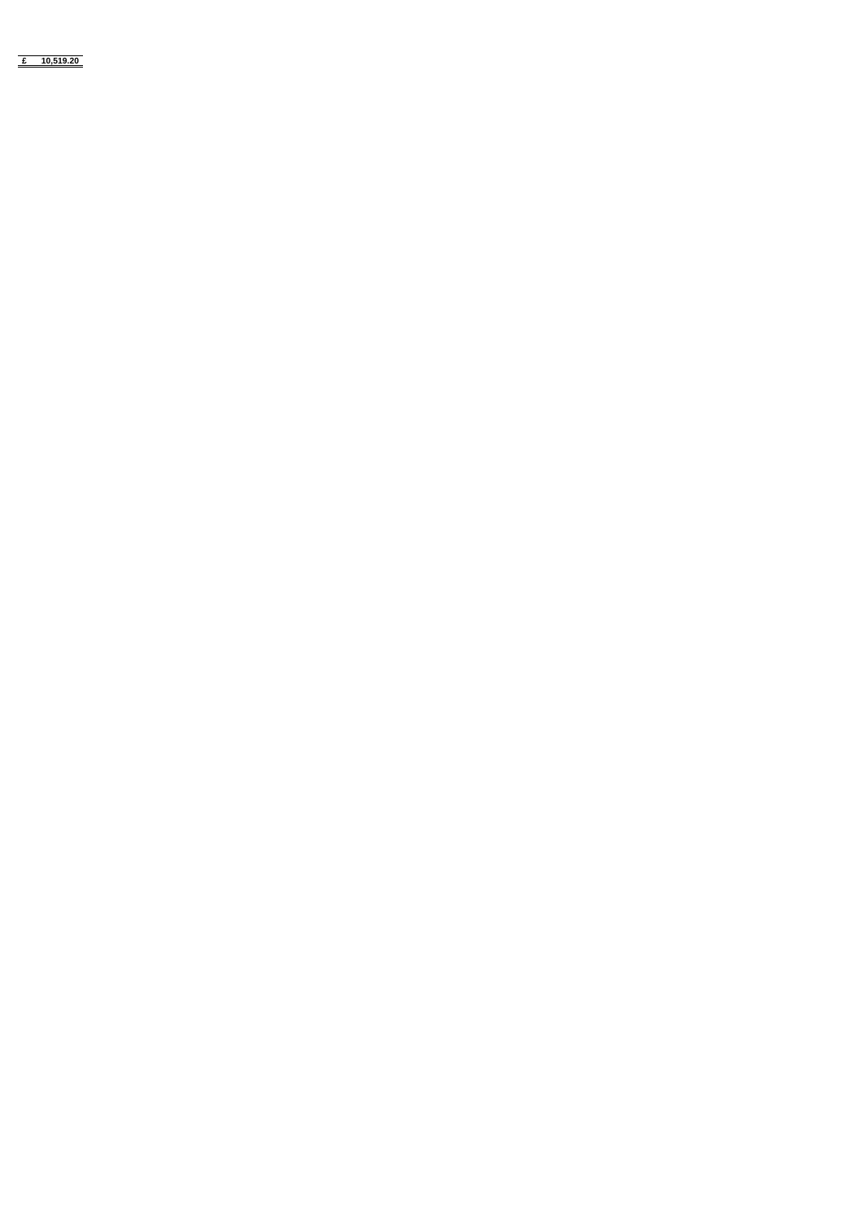| £ | 10,519.20 |
|---|---|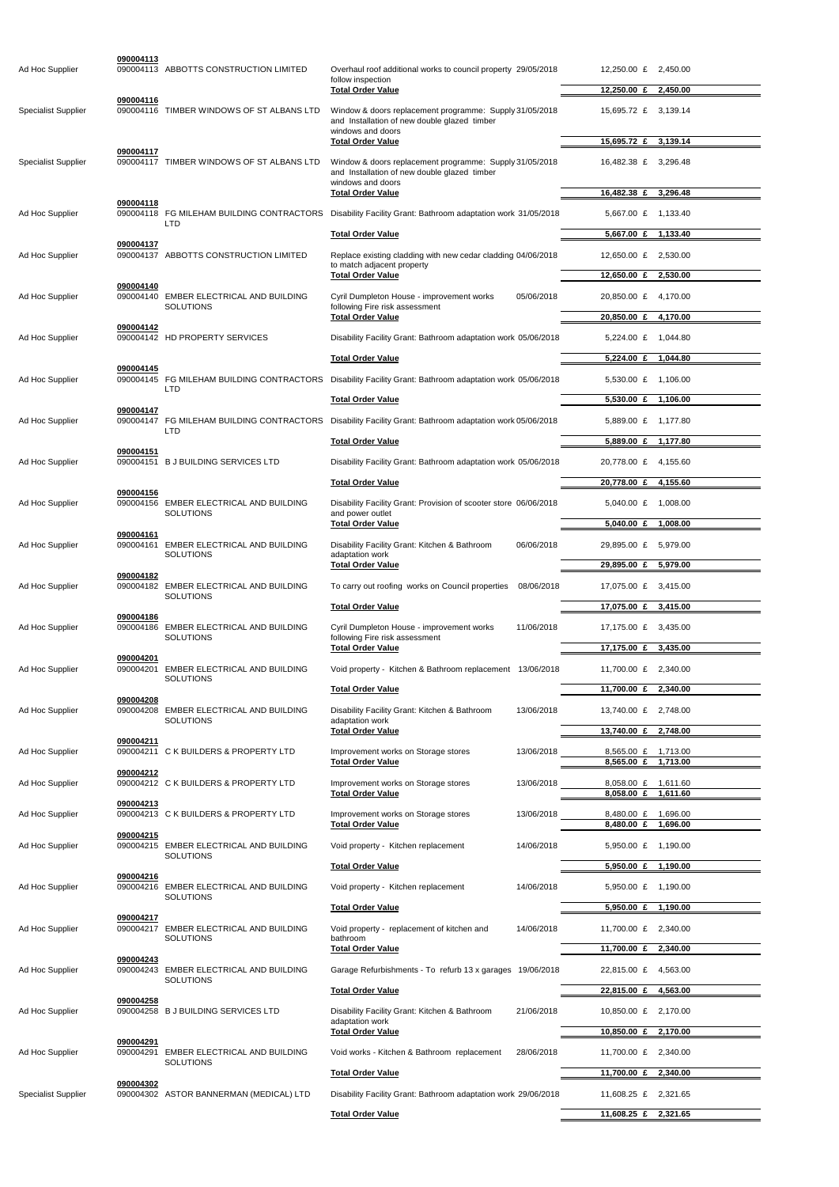| Supplier Type | Order No. | Supplier | Description | Date | Value | VAT |
|---|---|---|---|---|---|---|
| | 090004113 | | | | | |
| Ad Hoc Supplier | 090004113 | ABBOTTS CONSTRUCTION LIMITED | Overhaul roof additional works to council property follow inspection | 29/05/2018 | 12,250.00 £ | 2,450.00 |
| | | | **Total Order Value** | | **12,250.00 £** | **2,450.00** |
| | 090004116 | | | | | |
| Specialist Supplier | 090004116 | TIMBER WINDOWS OF ST ALBANS LTD | Window & doors replacement programme: Supply and Installation of new double glazed timber windows and doors | 31/05/2018 | 15,695.72 £ | 3,139.14 |
| | | | **Total Order Value** | | **15,695.72 £** | **3,139.14** |
| | 090004117 | | | | | |
| Specialist Supplier | 090004117 | TIMBER WINDOWS OF ST ALBANS LTD | Window & doors replacement programme: Supply and Installation of new double glazed timber windows and doors | 31/05/2018 | 16,482.38 £ | 3,296.48 |
| | | | **Total Order Value** | | **16,482.38 £** | **3,296.48** |
| | 090004118 | | | | | |
| Ad Hoc Supplier | 090004118 | FG MILEHAM BUILDING CONTRACTORS LTD | Disability Facility Grant: Bathroom adaptation work | 31/05/2018 | 5,667.00 £ | 1,133.40 |
| | | | **Total Order Value** | | **5,667.00 £** | **1,133.40** |
| | 090004137 | | | | | |
| Ad Hoc Supplier | 090004137 | ABBOTTS CONSTRUCTION LIMITED | Replace existing cladding with new cedar cladding to match adjacent property | 04/06/2018 | 12,650.00 £ | 2,530.00 |
| | | | **Total Order Value** | | **12,650.00 £** | **2,530.00** |
| | 090004140 | | | | | |
| Ad Hoc Supplier | 090004140 | EMBER ELECTRICAL AND BUILDING SOLUTIONS | Cyril Dumpleton House - improvement works following Fire risk assessment | 05/06/2018 | 20,850.00 £ | 4,170.00 |
| | | | **Total Order Value** | | **20,850.00 £** | **4,170.00** |
| | 090004142 | | | | | |
| Ad Hoc Supplier | 090004142 | HD PROPERTY SERVICES | Disability Facility Grant: Bathroom adaptation work | 05/06/2018 | 5,224.00 £ | 1,044.80 |
| | | | **Total Order Value** | | **5,224.00 £** | **1,044.80** |
| | 090004145 | | | | | |
| Ad Hoc Supplier | 090004145 | FG MILEHAM BUILDING CONTRACTORS LTD | Disability Facility Grant: Bathroom adaptation work | 05/06/2018 | 5,530.00 £ | 1,106.00 |
| | | | **Total Order Value** | | **5,530.00 £** | **1,106.00** |
| | 090004147 | | | | | |
| Ad Hoc Supplier | 090004147 | FG MILEHAM BUILDING CONTRACTORS LTD | Disability Facility Grant: Bathroom adaptation work | 05/06/2018 | 5,889.00 £ | 1,177.80 |
| | | | **Total Order Value** | | **5,889.00 £** | **1,177.80** |
| | 090004151 | | | | | |
| Ad Hoc Supplier | 090004151 | B J BUILDING SERVICES LTD | Disability Facility Grant: Bathroom adaptation work | 05/06/2018 | 20,778.00 £ | 4,155.60 |
| | | | **Total Order Value** | | **20,778.00 £** | **4,155.60** |
| | 090004156 | | | | | |
| Ad Hoc Supplier | 090004156 | EMBER ELECTRICAL AND BUILDING SOLUTIONS | Disability Facility Grant: Provision of scooter store and power outlet | 06/06/2018 | 5,040.00 £ | 1,008.00 |
| | | | **Total Order Value** | | **5,040.00 £** | **1,008.00** |
| | 090004161 | | | | | |
| Ad Hoc Supplier | 090004161 | EMBER ELECTRICAL AND BUILDING SOLUTIONS | Disability Facility Grant: Kitchen & Bathroom adaptation work | 06/06/2018 | 29,895.00 £ | 5,979.00 |
| | | | **Total Order Value** | | **29,895.00 £** | **5,979.00** |
| | 090004182 | | | | | |
| Ad Hoc Supplier | 090004182 | EMBER ELECTRICAL AND BUILDING SOLUTIONS | To carry out roofing works on Council properties | 08/06/2018 | 17,075.00 £ | 3,415.00 |
| | | | **Total Order Value** | | **17,075.00 £** | **3,415.00** |
| | 090004186 | | | | | |
| Ad Hoc Supplier | 090004186 | EMBER ELECTRICAL AND BUILDING SOLUTIONS | Cyril Dumpleton House - improvement works following Fire risk assessment | 11/06/2018 | 17,175.00 £ | 3,435.00 |
| | | | **Total Order Value** | | **17,175.00 £** | **3,435.00** |
| | 090004201 | | | | | |
| Ad Hoc Supplier | 090004201 | EMBER ELECTRICAL AND BUILDING SOLUTIONS | Void property - Kitchen & Bathroom replacement | 13/06/2018 | 11,700.00 £ | 2,340.00 |
| | | | **Total Order Value** | | **11,700.00 £** | **2,340.00** |
| | 090004208 | | | | | |
| Ad Hoc Supplier | 090004208 | EMBER ELECTRICAL AND BUILDING SOLUTIONS | Disability Facility Grant: Kitchen & Bathroom adaptation work | 13/06/2018 | 13,740.00 £ | 2,748.00 |
| | | | **Total Order Value** | | **13,740.00 £** | **2,748.00** |
| | 090004211 | | | | | |
| Ad Hoc Supplier | 090004211 | C K BUILDERS & PROPERTY LTD | Improvement works on Storage stores | 13/06/2018 | 8,565.00 £ | 1,713.00 |
| | | | **Total Order Value** | | **8,565.00 £** | **1,713.00** |
| | 090004212 | | | | | |
| Ad Hoc Supplier | 090004212 | C K BUILDERS & PROPERTY LTD | Improvement works on Storage stores | 13/06/2018 | 8,058.00 £ | 1,611.60 |
| | | | **Total Order Value** | | **8,058.00 £** | **1,611.60** |
| | 090004213 | | | | | |
| Ad Hoc Supplier | 090004213 | C K BUILDERS & PROPERTY LTD | Improvement works on Storage stores | 13/06/2018 | 8,480.00 £ | 1,696.00 |
| | | | **Total Order Value** | | **8,480.00 £** | **1,696.00** |
| | 090004215 | | | | | |
| Ad Hoc Supplier | 090004215 | EMBER ELECTRICAL AND BUILDING SOLUTIONS | Void property - Kitchen replacement | 14/06/2018 | 5,950.00 £ | 1,190.00 |
| | | | **Total Order Value** | | **5,950.00 £** | **1,190.00** |
| | 090004216 | | | | | |
| Ad Hoc Supplier | 090004216 | EMBER ELECTRICAL AND BUILDING SOLUTIONS | Void property - Kitchen replacement | 14/06/2018 | 5,950.00 £ | 1,190.00 |
| | | | **Total Order Value** | | **5,950.00 £** | **1,190.00** |
| | 090004217 | | | | | |
| Ad Hoc Supplier | 090004217 | EMBER ELECTRICAL AND BUILDING SOLUTIONS | Void property - replacement of kitchen and bathroom | 14/06/2018 | 11,700.00 £ | 2,340.00 |
| | | | **Total Order Value** | | **11,700.00 £** | **2,340.00** |
| | 090004243 | | | | | |
| Ad Hoc Supplier | 090004243 | EMBER ELECTRICAL AND BUILDING SOLUTIONS | Garage Refurbishments - To refurb 13 x garages | 19/06/2018 | 22,815.00 £ | 4,563.00 |
| | | | **Total Order Value** | | **22,815.00 £** | **4,563.00** |
| | 090004258 | | | | | |
| Ad Hoc Supplier | 090004258 | B J BUILDING SERVICES LTD | Disability Facility Grant: Kitchen & Bathroom adaptation work | 21/06/2018 | 10,850.00 £ | 2,170.00 |
| | | | **Total Order Value** | | **10,850.00 £** | **2,170.00** |
| | 090004291 | | | | | |
| Ad Hoc Supplier | 090004291 | EMBER ELECTRICAL AND BUILDING SOLUTIONS | Void works - Kitchen & Bathroom replacement | 28/06/2018 | 11,700.00 £ | 2,340.00 |
| | | | **Total Order Value** | | **11,700.00 £** | **2,340.00** |
| | 090004302 | | | | | |
| Specialist Supplier | 090004302 | ASTOR BANNERMAN (MEDICAL) LTD | Disability Facility Grant: Bathroom adaptation work | 29/06/2018 | 11,608.25 £ | 2,321.65 |
| | | | **Total Order Value** | | **11,608.25 £** | **2,321.65** |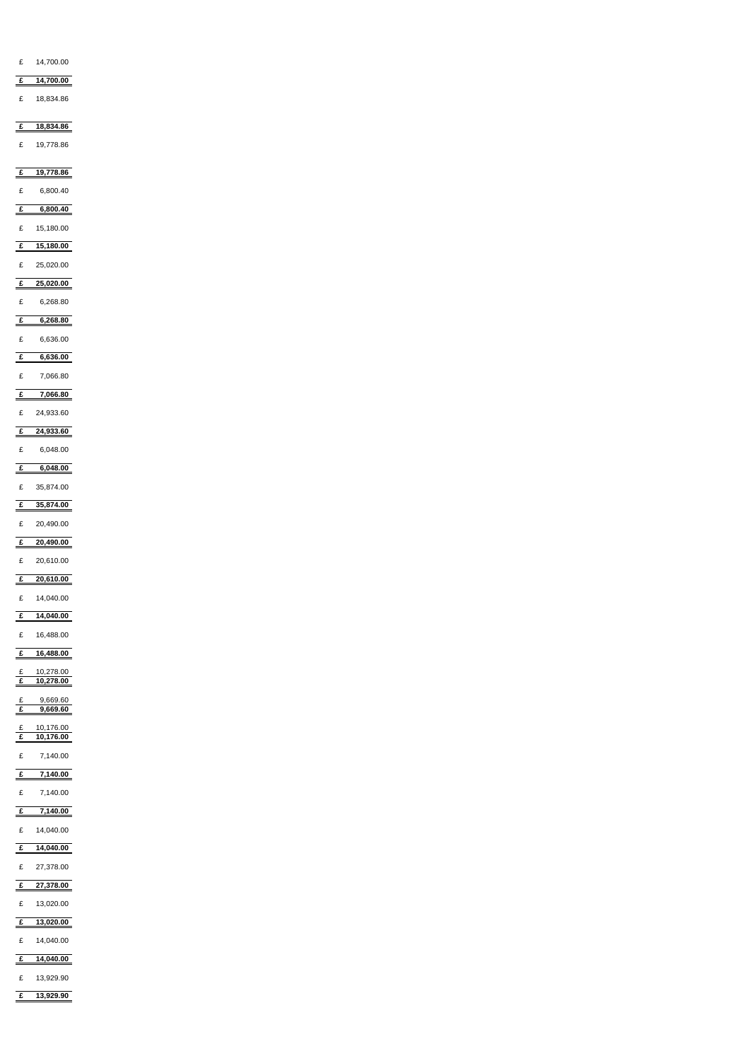| | |
|---|---|
| £ | 14,700.00 |
| **£** | **14,700.00** |
| £ | 18,834.86 |
| **£** | **18,834.86** |
| £ | 19,778.86 |
| **£** | **19,778.86** |
| £ | 6,800.40 |
| **£** | **6,800.40** |
| £ | 15,180.00 |
| **£** | **15,180.00** |
| £ | 25,020.00 |
| **£** | **25,020.00** |
| £ | 6,268.80 |
| **£** | **6,268.80** |
| £ | 6,636.00 |
| **£** | **6,636.00** |
| £ | 7,066.80 |
| **£** | **7,066.80** |
| £ | 24,933.60 |
| **£** | **24,933.60** |
| £ | 6,048.00 |
| **£** | **6,048.00** |
| £ | 35,874.00 |
| **£** | **35,874.00** |
| £ | 20,490.00 |
| **£** | **20,490.00** |
| £ | 20,610.00 |
| **£** | **20,610.00** |
| £ | 14,040.00 |
| **£** | **14,040.00** |
| £ | 16,488.00 |
| **£** | **16,488.00** |
| £ | 10,278.00 |
| **£** | **10,278.00** |
| £ | 9,669.60 |
| **£** | **9,669.60** |
| £ | 10,176.00 |
| **£** | **10,176.00** |
| £ | 7,140.00 |
| **£** | **7,140.00** |
| £ | 7,140.00 |
| **£** | **7,140.00** |
| £ | 14,040.00 |
| **£** | **14,040.00** |
| £ | 27,378.00 |
| **£** | **27,378.00** |
| £ | 13,020.00 |
| **£** | **13,020.00** |
| £ | 14,040.00 |
| **£** | **14,040.00** |
| £ | 13,929.90 |
| **£** | **13,929.90** |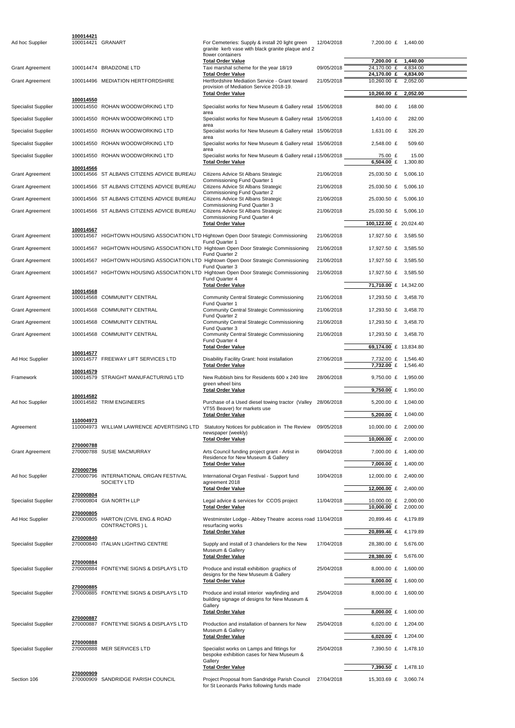| | | | | | | |
|---|---|---|---|---|---|---|
| | 100014421 | | | | | |
| Ad hoc Supplier | 100014421 | GRANART | For Cemeteries: Supply & install 20 light green granite kerb vase with black granite plaque and 2 flower containers | 12/04/2018 | 7,200.00 £ | 1,440.00 |
| | | | Total Order Value | | 7,200.00 £ | 1,440.00 |
| Grant Agreement | 100014474 | BRADZONE LTD | Taxi marshal scheme for the year 18/19 | 09/05/2018 | 24,170.00 £ | 4,834.00 |
| | | | Total Order Value | | 24,170.00 £ | 4,834.00 |
| Grant Agreement | 100014496 | MEDIATION HERTFORDSHIRE | Hertfordshire Mediation Service - Grant toward provision of Mediation Service 2018-19. | 21/05/2018 | 10,260.00 £ | 2,052.00 |
| | | | Total Order Value | | 10,260.00 £ | 2,052.00 |
| | 100014550 | | | | | |
| Specialist Supplier | 100014550 | ROHAN WOODWORKING LTD | Specialist works for New Museum & Gallery retail area | 15/06/2018 | 840.00 £ | 168.00 |
| Specialist Supplier | 100014550 | ROHAN WOODWORKING LTD | Specialist works for New Museum & Gallery retail area | 15/06/2018 | 1,410.00 £ | 282.00 |
| Specialist Supplier | 100014550 | ROHAN WOODWORKING LTD | Specialist works for New Museum & Gallery retail area | 15/06/2018 | 1,631.00 £ | 326.20 |
| Specialist Supplier | 100014550 | ROHAN WOODWORKING LTD | Specialist works for New Museum & Gallery retail area | 15/06/2018 | 2,548.00 £ | 509.60 |
| Specialist Supplier | 100014550 | ROHAN WOODWORKING LTD | Specialist works for New Museum & Gallery retail area | 15/06/2018 | 75.00 £ | 15.00 |
| | | | Total Order Value | | 6,504.00 £ | 1,300.80 |
| | 100014566 | | | | | |
| Grant Agreement | 100014566 | ST ALBANS CITIZENS ADVICE BUREAU | Citizens Advice St Albans Strategic Commissioning Fund Quarter 1 | 21/06/2018 | 25,030.50 £ | 5,006.10 |
| Grant Agreement | 100014566 | ST ALBANS CITIZENS ADVICE BUREAU | Citizens Advice St Albans Strategic Commissioning Fund Quarter 2 | 21/06/2018 | 25,030.50 £ | 5,006.10 |
| Grant Agreement | 100014566 | ST ALBANS CITIZENS ADVICE BUREAU | Citizens Advice St Albans Strategic Commissioning Fund Quarter 3 | 21/06/2018 | 25,030.50 £ | 5,006.10 |
| Grant Agreement | 100014566 | ST ALBANS CITIZENS ADVICE BUREAU | Citizens Advice St Albans Strategic Commissioning Fund Quarter 4 | 21/06/2018 | 25,030.50 £ | 5,006.10 |
| | | | Total Order Value | | 100,122.00 £ | 20,024.40 |
| | 100014567 | | | | | |
| Grant Agreement | 100014567 | HIGHTOWN HOUSING ASSOCIATION LTD | Hightown Open Door Strategic Commissioning Fund Quarter 1 | 21/06/2018 | 17,927.50 £ | 3,585.50 |
| Grant Agreement | 100014567 | HIGHTOWN HOUSING ASSOCIATION LTD | Hightown Open Door Strategic Commissioning Fund Quarter 2 | 21/06/2018 | 17,927.50 £ | 3,585.50 |
| Grant Agreement | 100014567 | HIGHTOWN HOUSING ASSOCIATION LTD | Hightown Open Door Strategic Commissioning Fund Quarter 3 | 21/06/2018 | 17,927.50 £ | 3,585.50 |
| Grant Agreement | 100014567 | HIGHTOWN HOUSING ASSOCIATION LTD | Hightown Open Door Strategic Commissioning Fund Quarter 4 | 21/06/2018 | 17,927.50 £ | 3,585.50 |
| | | | Total Order Value | | 71,710.00 £ | 14,342.00 |
| | 100014568 | | | | | |
| Grant Agreement | 100014568 | COMMUNITY CENTRAL | Community Central Strategic Commissioning Fund Quarter 1 | 21/06/2018 | 17,293.50 £ | 3,458.70 |
| Grant Agreement | 100014568 | COMMUNITY CENTRAL | Community Central Strategic Commissioning Fund Quarter 2 | 21/06/2018 | 17,293.50 £ | 3,458.70 |
| Grant Agreement | 100014568 | COMMUNITY CENTRAL | Community Central Strategic Commissioning Fund Quarter 3 | 21/06/2018 | 17,293.50 £ | 3,458.70 |
| Grant Agreement | 100014568 | COMMUNITY CENTRAL | Community Central Strategic Commissioning Fund Quarter 4 | 21/06/2018 | 17,293.50 £ | 3,458.70 |
| | | | Total Order Value | | 69,174.00 £ | 13,834.80 |
| | 100014577 | | | | | |
| Ad Hoc Supplier | 100014577 | FREEWAY LIFT SERVICES LTD | Disability Facility Grant: hoist installation | 27/06/2018 | 7,732.00 £ | 1,546.40 |
| | | | Total Order Value | | 7,732.00 £ | 1,546.40 |
| | 100014579 | | | | | |
| Framework | 100014579 | STRAIGHT MANUFACTURING LTD | New Rubbish bins for Residents 600 x 240 litre green wheel bins | 28/06/2018 | 9,750.00 £ | 1,950.00 |
| | | | Total Order Value | | 9,750.00 £ | 1,950.00 |
| | 100014582 | | | | | |
| Ad hoc Supplier | 100014582 | TRIM ENGINEERS | Purchase of a Used diesel towing tractor (Valley VT55 Beaver) for markets use | 28/06/2018 | 5,200.00 £ | 1,040.00 |
| | | | Total Order Value | | 5,200.00 £ | 1,040.00 |
| | 110004973 | | | | | |
| Agreement | 110004973 | WILLIAM LAWRENCE ADVERTISING LTD | Statutory Notices for publication in The Review newspaper (weekly) | 09/05/2018 | 10,000.00 £ | 2,000.00 |
| | | | Total Order Value | | 10,000.00 £ | 2,000.00 |
| | 270000788 | | | | | |
| Grant Agreement | 270000788 | SUSIE MACMURRAY | Arts Council funding project grant - Artist in Residence for New Museum & Gallery | 09/04/2018 | 7,000.00 £ | 1,400.00 |
| | | | Total Order Value | | 7,000.00 £ | 1,400.00 |
| | 270000796 | | | | | |
| Ad hoc Supplier | 270000796 | INTERNATIONAL ORGAN FESTIVAL SOCIETY LTD | International Organ Festival - Support fund agreement 2018 | 10/04/2018 | 12,000.00 £ | 2,400.00 |
| | | | Total Order Value | | 12,000.00 £ | 2,400.00 |
| | 270000804 | | | | | |
| Specialist Supplier | 270000804 | GIA NORTH LLP | Legal advice & services for CCOS project | 11/04/2018 | 10,000.00 £ | 2,000.00 |
| | | | Total Order Value | | 10,000.00 £ | 2,000.00 |
| | 270000805 | | | | | |
| Ad Hoc Supplier | 270000805 | HARTON (CIVIL ENG.& ROAD CONTRACTORS ) L | Westminster Lodge - Abbey Theatre access road resurfacing works | 11/04/2018 | 20,899.46 £ | 4,179.89 |
| | | | Total Order Value | | 20,899.46 £ | 4,179.89 |
| | 270000840 | | | | | |
| Specialist Supplier | 270000840 | ITALIAN LIGHTING CENTRE | Supply and install of 3 chandeliers for the New Museum & Gallery | 17/04/2018 | 28,380.00 £ | 5,676.00 |
| | | | Total Order Value | | 28,380.00 £ | 5,676.00 |
| | 270000884 | | | | | |
| Specialist Supplier | 270000884 | FONTEYNE SIGNS & DISPLAYS LTD | Produce and install exhibition graphics of designs for the New Museum & Gallery | 25/04/2018 | 8,000.00 £ | 1,600.00 |
| | | | Total Order Value | | 8,000.00 £ | 1,600.00 |
| | 270000885 | | | | | |
| Specialist Supplier | 270000885 | FONTEYNE SIGNS & DISPLAYS LTD | Produce and install interior wayfinding and building signage of designs for New Museum & Gallery | 25/04/2018 | 8,000.00 £ | 1,600.00 |
| | | | Total Order Value | | 8,000.00 £ | 1,600.00 |
| | 270000887 | | | | | |
| Specialist Supplier | 270000887 | FONTEYNE SIGNS & DISPLAYS LTD | Production and installation of banners for New Museum & Gallery | 25/04/2018 | 6,020.00 £ | 1,204.00 |
| | | | Total Order Value | | 6,020.00 £ | 1,204.00 |
| | 270000888 | | | | | |
| Specialist Supplier | 270000888 | MER SERVICES LTD | Specialist works on Lamps and fittings for bespoke exhibition cases for New Museum & Gallery | 25/04/2018 | 7,390.50 £ | 1,478.10 |
| | | | Total Order Value | | 7,390.50 £ | 1,478.10 |
| | 270000909 | | | | | |
| Section 106 | 270000909 | SANDRIDGE PARISH COUNCIL | Project Proposal from Sandridge Parish Council for St Leonards Parks following funds made | 27/04/2018 | 15,303.69 £ | 3,060.74 |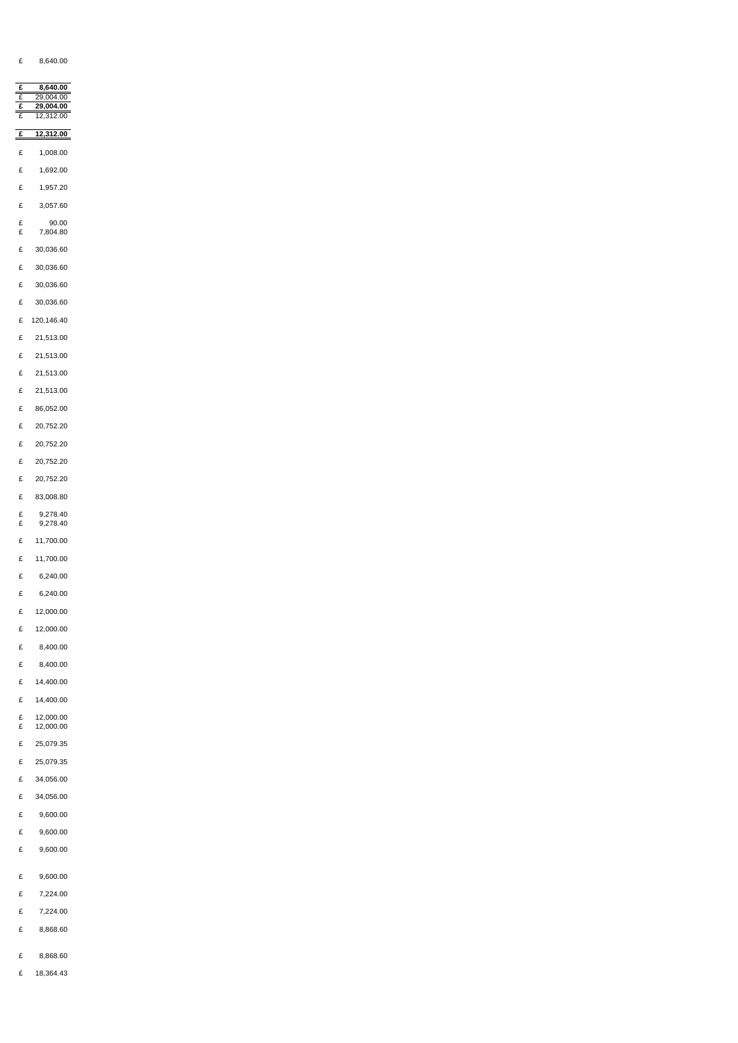| | |
|---|---|
| £ | 8,640.00 |
| **£** | **8,640.00** |
| £ | 29,004.00 |
| **£** | **29,004.00** |
| £ | 12,312.00 |
| **£** | **12,312.00** |
| £ | 1,008.00 |
| £ | 1,692.00 |
| £ | 1,957.20 |
| £ | 3,057.60 |
| £ | 90.00 |
| £ | 7,804.80 |
| £ | 30,036.60 |
| £ | 30,036.60 |
| £ | 30,036.60 |
| £ | 30,036.60 |
| £ | 120,146.40 |
| £ | 21,513.00 |
| £ | 21,513.00 |
| £ | 21,513.00 |
| £ | 21,513.00 |
| £ | 86,052.00 |
| £ | 20,752.20 |
| £ | 20,752.20 |
| £ | 20,752.20 |
| £ | 20,752.20 |
| £ | 83,008.80 |
| £ | 9,278.40 |
| £ | 9,278.40 |
| £ | 11,700.00 |
| £ | 11,700.00 |
| £ | 6,240.00 |
| £ | 6,240.00 |
| £ | 12,000.00 |
| £ | 12,000.00 |
| £ | 8,400.00 |
| £ | 8,400.00 |
| £ | 14,400.00 |
| £ | 14,400.00 |
| £ | 12,000.00 |
| £ | 12,000.00 |
| £ | 25,079.35 |
| £ | 25,079.35 |
| £ | 34,056.00 |
| £ | 34,056.00 |
| £ | 9,600.00 |
| £ | 9,600.00 |
| £ | 9,600.00 |
| £ | 9,600.00 |
| £ | 7,224.00 |
| £ | 7,224.00 |
| £ | 8,868.60 |
| £ | 8,868.60 |
| £ | 18,364.43 |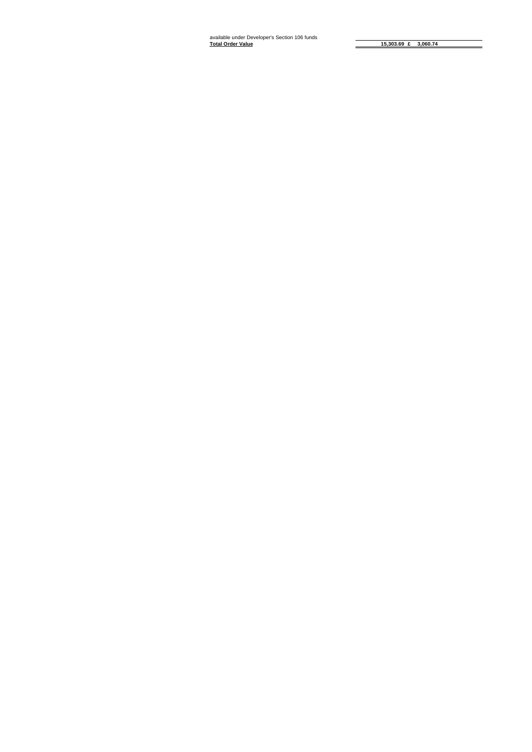available under Developer's Section 106 funds

| **Total Order Value** | **15,303.69** | **£** | **3,060.74** |
|---|---|---|---|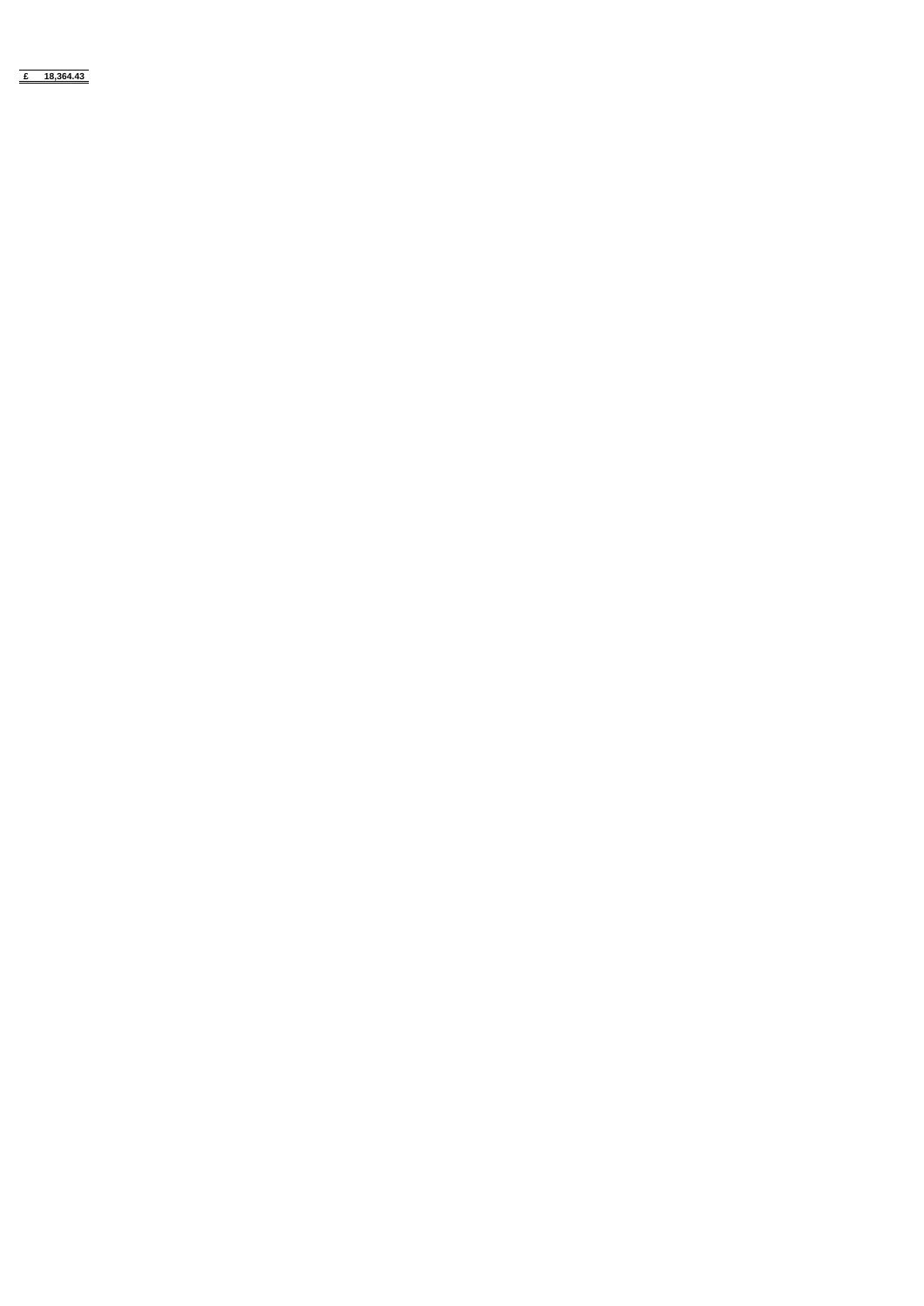**£ 18,364.43**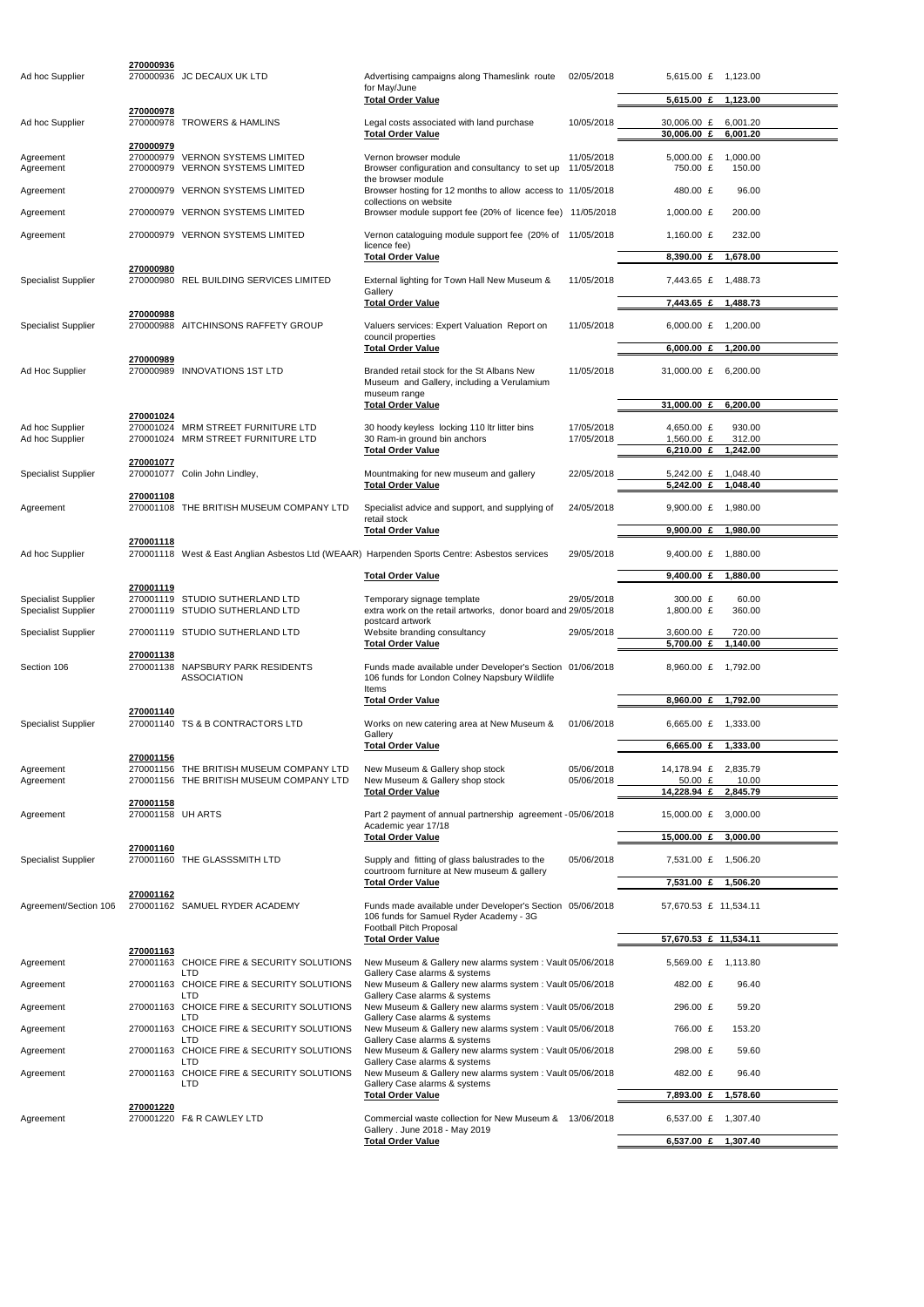| | | | | | | |
|---|---|---|---|---|---|---|
| | 270000936 | | | | | |
| Ad hoc Supplier | 270000936 | JC DECAUX UK LTD | Advertising campaigns along Thameslink route for May/June | 02/05/2018 | 5,615.00 £ | 1,123.00 |
| | | | **Total Order Value** | | **5,615.00 £** | **1,123.00** |
| | 270000978 | | | | | |
| Ad hoc Supplier | 270000978 | TROWERS & HAMLINS | Legal costs associated with land purchase | 10/05/2018 | 30,006.00 £ | 6,001.20 |
| | | | **Total Order Value** | | **30,006.00 £** | **6,001.20** |
| | 270000979 | | | | | |
| Agreement | 270000979 | VERNON SYSTEMS LIMITED | Vernon browser module | 11/05/2018 | 5,000.00 £ | 1,000.00 |
| Agreement | 270000979 | VERNON SYSTEMS LIMITED | Browser configuration and consultancy to set up the browser module | 11/05/2018 | 750.00 £ | 150.00 |
| Agreement | 270000979 | VERNON SYSTEMS LIMITED | Browser hosting for 12 months to allow access to collections on website | 11/05/2018 | 480.00 £ | 96.00 |
| Agreement | 270000979 | VERNON SYSTEMS LIMITED | Browser module support fee (20% of licence fee) | 11/05/2018 | 1,000.00 £ | 200.00 |
| Agreement | 270000979 | VERNON SYSTEMS LIMITED | Vernon cataloguing module support fee (20% of licence fee) | 11/05/2018 | 1,160.00 £ | 232.00 |
| | | | **Total Order Value** | | **8,390.00 £** | **1,678.00** |
| | 270000980 | | | | | |
| Specialist Supplier | 270000980 | REL BUILDING SERVICES LIMITED | External lighting for Town Hall New Museum & Gallery | 11/05/2018 | 7,443.65 £ | 1,488.73 |
| | | | **Total Order Value** | | **7,443.65 £** | **1,488.73** |
| | 270000988 | | | | | |
| Specialist Supplier | 270000988 | AITCHINSONS RAFFETY GROUP | Valuers services: Expert Valuation Report on council properties | 11/05/2018 | 6,000.00 £ | 1,200.00 |
| | | | **Total Order Value** | | **6,000.00 £** | **1,200.00** |
| | 270000989 | | | | | |
| Ad Hoc Supplier | 270000989 | INNOVATIONS 1ST LTD | Branded retail stock for the St Albans New Museum and Gallery, including a Verulamium museum range | 11/05/2018 | 31,000.00 £ | 6,200.00 |
| | | | **Total Order Value** | | **31,000.00 £** | **6,200.00** |
| | 270001024 | | | | | |
| Ad hoc Supplier | 270001024 | MRM STREET FURNITURE LTD | 30 hoody keyless locking 110 ltr litter bins | 17/05/2018 | 4,650.00 £ | 930.00 |
| Ad hoc Supplier | 270001024 | MRM STREET FURNITURE LTD | 30 Ram-in ground bin anchors | 17/05/2018 | 1,560.00 £ | 312.00 |
| | | | **Total Order Value** | | **6,210.00 £** | **1,242.00** |
| | 270001077 | | | | | |
| Specialist Supplier | 270001077 | Colin John Lindley, | Mountmaking for new museum and gallery | 22/05/2018 | 5,242.00 £ | 1,048.40 |
| | | | **Total Order Value** | | **5,242.00 £** | **1,048.40** |
| | 270001108 | | | | | |
| Agreement | 270001108 | THE BRITISH MUSEUM COMPANY LTD | Specialist advice and support, and supplying of retail stock | 24/05/2018 | 9,900.00 £ | 1,980.00 |
| | | | **Total Order Value** | | **9,900.00 £** | **1,980.00** |
| | 270001118 | | | | | |
| Ad hoc Supplier | 270001118 | West & East Anglian Asbestos Ltd (WEAAR) | Harpenden Sports Centre: Asbestos services | 29/05/2018 | 9,400.00 £ | 1,880.00 |
| | | | **Total Order Value** | | **9,400.00 £** | **1,880.00** |
| | 270001119 | | | | | |
| Specialist Supplier | 270001119 | STUDIO SUTHERLAND LTD | Temporary signage template | 29/05/2018 | 300.00 £ | 60.00 |
| Specialist Supplier | 270001119 | STUDIO SUTHERLAND LTD | extra work on the retail artworks, donor board and postcard artwork | 29/05/2018 | 1,800.00 £ | 360.00 |
| Specialist Supplier | 270001119 | STUDIO SUTHERLAND LTD | Website branding consultancy | 29/05/2018 | 3,600.00 £ | 720.00 |
| | | | **Total Order Value** | | **5,700.00 £** | **1,140.00** |
| | 270001138 | | | | | |
| Section 106 | 270001138 | NAPSBURY PARK RESIDENTS ASSOCIATION | Funds made available under Developer's Section 106 funds for London Colney Napsbury Wildlife Items | 01/06/2018 | 8,960.00 £ | 1,792.00 |
| | | | **Total Order Value** | | **8,960.00 £** | **1,792.00** |
| | 270001140 | | | | | |
| Specialist Supplier | 270001140 | TS & B CONTRACTORS LTD | Works on new catering area at New Museum & Gallery | 01/06/2018 | 6,665.00 £ | 1,333.00 |
| | | | **Total Order Value** | | **6,665.00 £** | **1,333.00** |
| | 270001156 | | | | | |
| Agreement | 270001156 | THE BRITISH MUSEUM COMPANY LTD | New Museum & Gallery shop stock | 05/06/2018 | 14,178.94 £ | 2,835.79 |
| Agreement | 270001156 | THE BRITISH MUSEUM COMPANY LTD | New Museum & Gallery shop stock | 05/06/2018 | 50.00 £ | 10.00 |
| | | | **Total Order Value** | | **14,228.94 £** | **2,845.79** |
| | 270001158 | | | | | |
| Agreement | 270001158 | UH ARTS | Part 2 payment of annual partnership agreement - Academic year 17/18 | 05/06/2018 | 15,000.00 £ | 3,000.00 |
| | | | **Total Order Value** | | **15,000.00 £** | **3,000.00** |
| | 270001160 | | | | | |
| Specialist Supplier | 270001160 | THE GLASSSMITH LTD | Supply and fitting of glass balustrades to the courtroom furniture at New museum & gallery | 05/06/2018 | 7,531.00 £ | 1,506.20 |
| | | | **Total Order Value** | | **7,531.00 £** | **1,506.20** |
| | 270001162 | | | | | |
| Agreement/Section 106 | 270001162 | SAMUEL RYDER ACADEMY | Funds made available under Developer's Section 106 funds for Samuel Ryder Academy - 3G Football Pitch Proposal | 05/06/2018 | 57,670.53 £ | 11,534.11 |
| | | | **Total Order Value** | | **57,670.53 £** | **11,534.11** |
| | 270001163 | | | | | |
| Agreement | 270001163 | CHOICE FIRE & SECURITY SOLUTIONS LTD | New Museum & Gallery new alarms system : Vault Gallery Case alarms & systems | 05/06/2018 | 5,569.00 £ | 1,113.80 |
| Agreement | 270001163 | CHOICE FIRE & SECURITY SOLUTIONS LTD | New Museum & Gallery new alarms system : Vault Gallery Case alarms & systems | 05/06/2018 | 482.00 £ | 96.40 |
| Agreement | 270001163 | CHOICE FIRE & SECURITY SOLUTIONS LTD | New Museum & Gallery new alarms system : Vault Gallery Case alarms & systems | 05/06/2018 | 296.00 £ | 59.20 |
| Agreement | 270001163 | CHOICE FIRE & SECURITY SOLUTIONS LTD | New Museum & Gallery new alarms system : Vault Gallery Case alarms & systems | 05/06/2018 | 766.00 £ | 153.20 |
| Agreement | 270001163 | CHOICE FIRE & SECURITY SOLUTIONS LTD | New Museum & Gallery new alarms system : Vault Gallery Case alarms & systems | 05/06/2018 | 298.00 £ | 59.60 |
| Agreement | 270001163 | CHOICE FIRE & SECURITY SOLUTIONS LTD | New Museum & Gallery new alarms system : Vault Gallery Case alarms & systems | 05/06/2018 | 482.00 £ | 96.40 |
| | | | **Total Order Value** | | **7,893.00 £** | **1,578.60** |
| | 270001220 | | | | | |
| Agreement | 270001220 | F& R CAWLEY LTD | Commercial waste collection for New Museum & Gallery . June 2018 - May 2019 | 13/06/2018 | 6,537.00 £ | 1,307.40 |
| | | | **Total Order Value** | | **6,537.00 £** | **1,307.40** |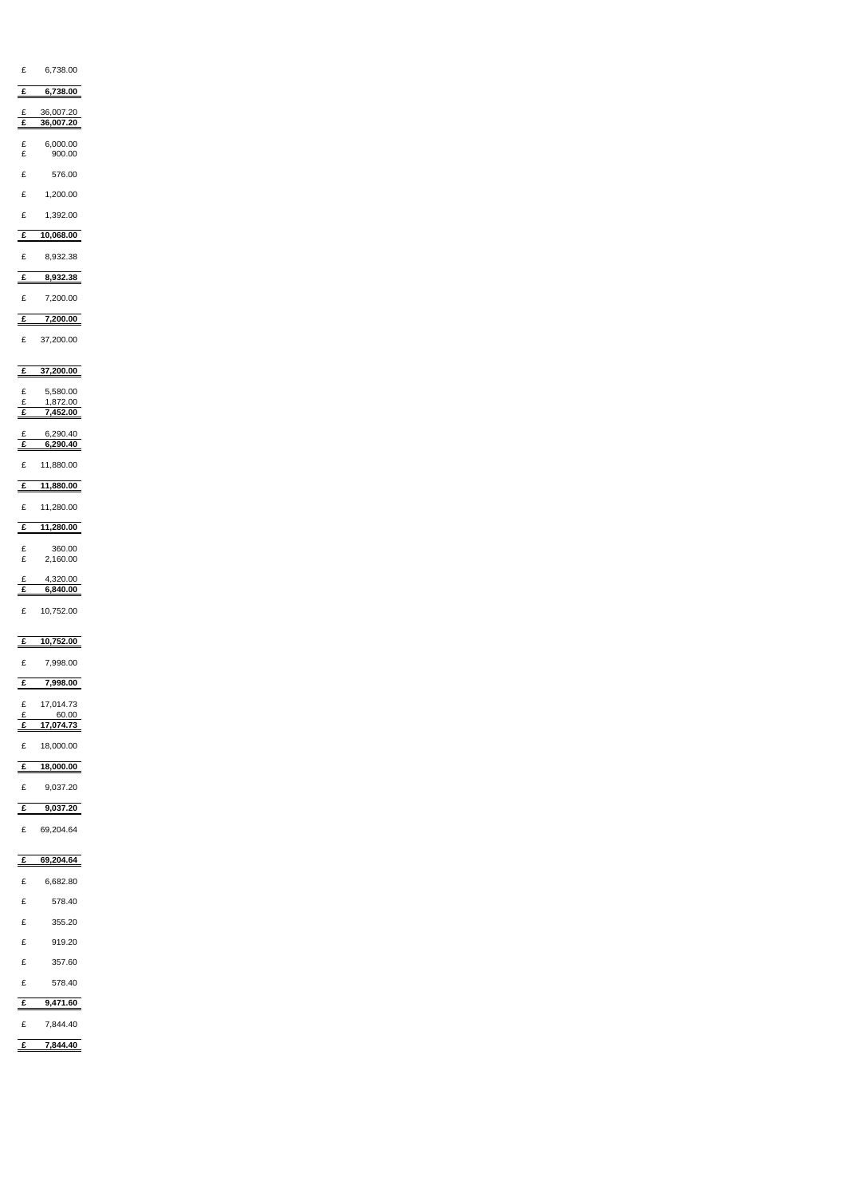| | |
|---|---|
| £ | 6,738.00 |
| **£** | **6,738.00** |
| £ | 36,007.20 |
| **£** | **36,007.20** |
| £ | 6,000.00 |
| £ | 900.00 |
| £ | 576.00 |
| £ | 1,200.00 |
| £ | 1,392.00 |
| **£** | **10,068.00** |
| £ | 8,932.38 |
| **£** | **8,932.38** |
| £ | 7,200.00 |
| **£** | **7,200.00** |
| £ | 37,200.00 |
| **£** | **37,200.00** |
| £ | 5,580.00 |
| £ | 1,872.00 |
| **£** | **7,452.00** |
| £ | 6,290.40 |
| **£** | **6,290.40** |
| £ | 11,880.00 |
| **£** | **11,880.00** |
| £ | 11,280.00 |
| **£** | **11,280.00** |
| £ | 360.00 |
| £ | 2,160.00 |
| £ | 4,320.00 |
| **£** | **6,840.00** |
| £ | 10,752.00 |
| **£** | **10,752.00** |
| £ | 7,998.00 |
| **£** | **7,998.00** |
| £ | 17,014.73 |
| £ | 60.00 |
| **£** | **17,074.73** |
| £ | 18,000.00 |
| **£** | **18,000.00** |
| £ | 9,037.20 |
| **£** | **9,037.20** |
| £ | 69,204.64 |
| **£** | **69,204.64** |
| £ | 6,682.80 |
| £ | 578.40 |
| £ | 355.20 |
| £ | 919.20 |
| £ | 357.60 |
| £ | 578.40 |
| **£** | **9,471.60** |
| £ | 7,844.40 |
| **£** | **7,844.40** |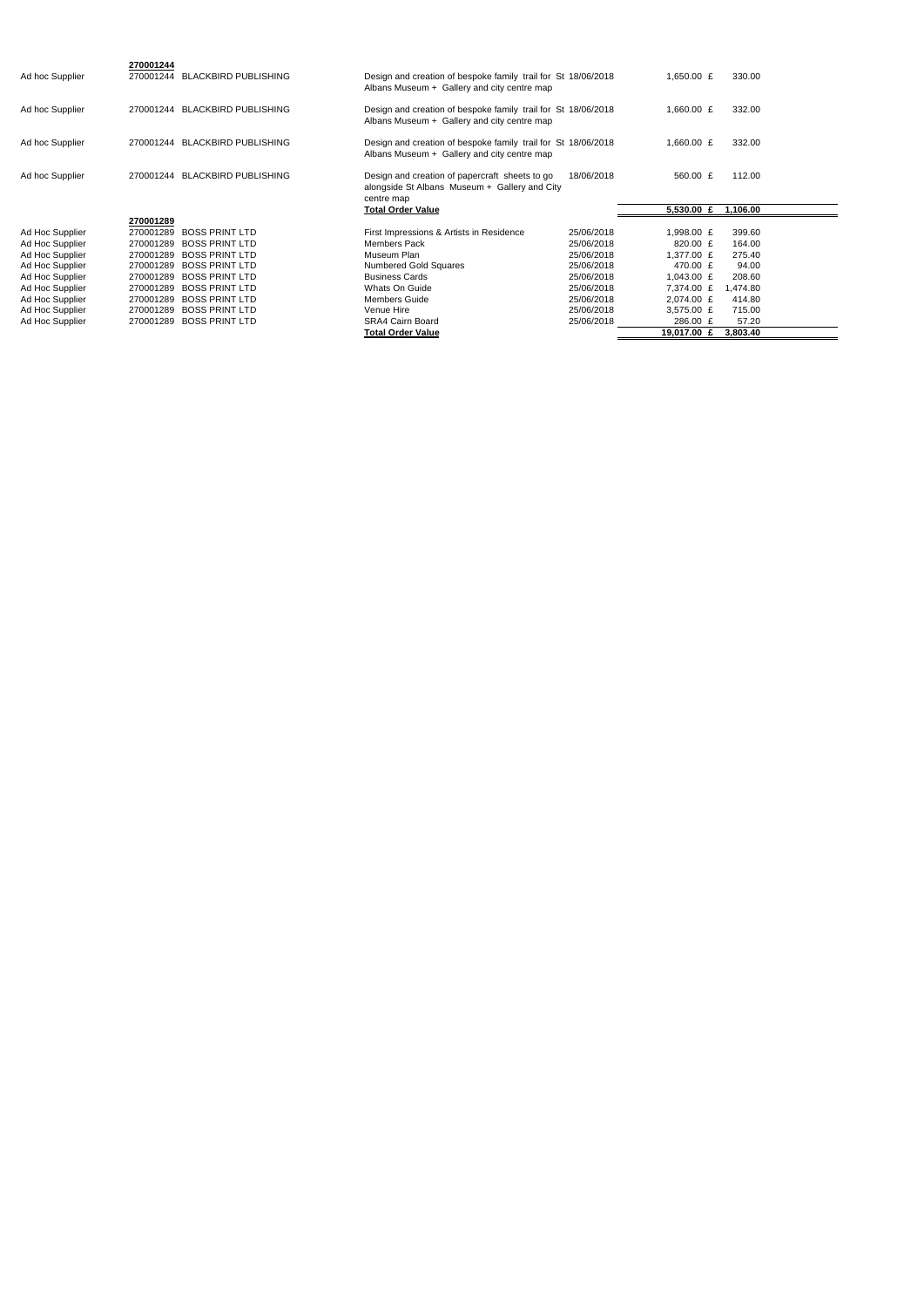| | **270001244** | | | | | |
|---|---|---|---|---|---|---|
| Ad hoc Supplier | 270001244 | BLACKBIRD PUBLISHING | Design and creation of bespoke family trail for St Albans Museum + Gallery and city centre map | 18/06/2018 | 1,650.00 £ | 330.00 |
| Ad hoc Supplier | 270001244 | BLACKBIRD PUBLISHING | Design and creation of bespoke family trail for St Albans Museum + Gallery and city centre map | 18/06/2018 | 1,660.00 £ | 332.00 |
| Ad hoc Supplier | 270001244 | BLACKBIRD PUBLISHING | Design and creation of bespoke family trail for St Albans Museum + Gallery and city centre map | 18/06/2018 | 1,660.00 £ | 332.00 |
| Ad hoc Supplier | 270001244 | BLACKBIRD PUBLISHING | Design and creation of papercraft sheets to go alongside St Albans Museum + Gallery and City centre map | 18/06/2018 | 560.00 £ | 112.00 |
| | | | **Total Order Value** | | **5,530.00 £** | **1,106.00** |
| | **270001289** | | | | | |
| Ad Hoc Supplier | 270001289 | BOSS PRINT LTD | First Impressions & Artists in Residence | 25/06/2018 | 1,998.00 £ | 399.60 |
| Ad Hoc Supplier | 270001289 | BOSS PRINT LTD | Members Pack | 25/06/2018 | 820.00 £ | 164.00 |
| Ad Hoc Supplier | 270001289 | BOSS PRINT LTD | Museum Plan | 25/06/2018 | 1,377.00 £ | 275.40 |
| Ad Hoc Supplier | 270001289 | BOSS PRINT LTD | Numbered Gold Squares | 25/06/2018 | 470.00 £ | 94.00 |
| Ad Hoc Supplier | 270001289 | BOSS PRINT LTD | Business Cards | 25/06/2018 | 1,043.00 £ | 208.60 |
| Ad Hoc Supplier | 270001289 | BOSS PRINT LTD | Whats On Guide | 25/06/2018 | 7,374.00 £ | 1,474.80 |
| Ad Hoc Supplier | 270001289 | BOSS PRINT LTD | Members Guide | 25/06/2018 | 2,074.00 £ | 414.80 |
| Ad Hoc Supplier | 270001289 | BOSS PRINT LTD | Venue Hire | 25/06/2018 | 3,575.00 £ | 715.00 |
| Ad Hoc Supplier | 270001289 | BOSS PRINT LTD | SRA4 Cairn Board | 25/06/2018 | 286.00 £ | 57.20 |
| | | | **Total Order Value** | | **19,017.00 £** | **3,803.40** |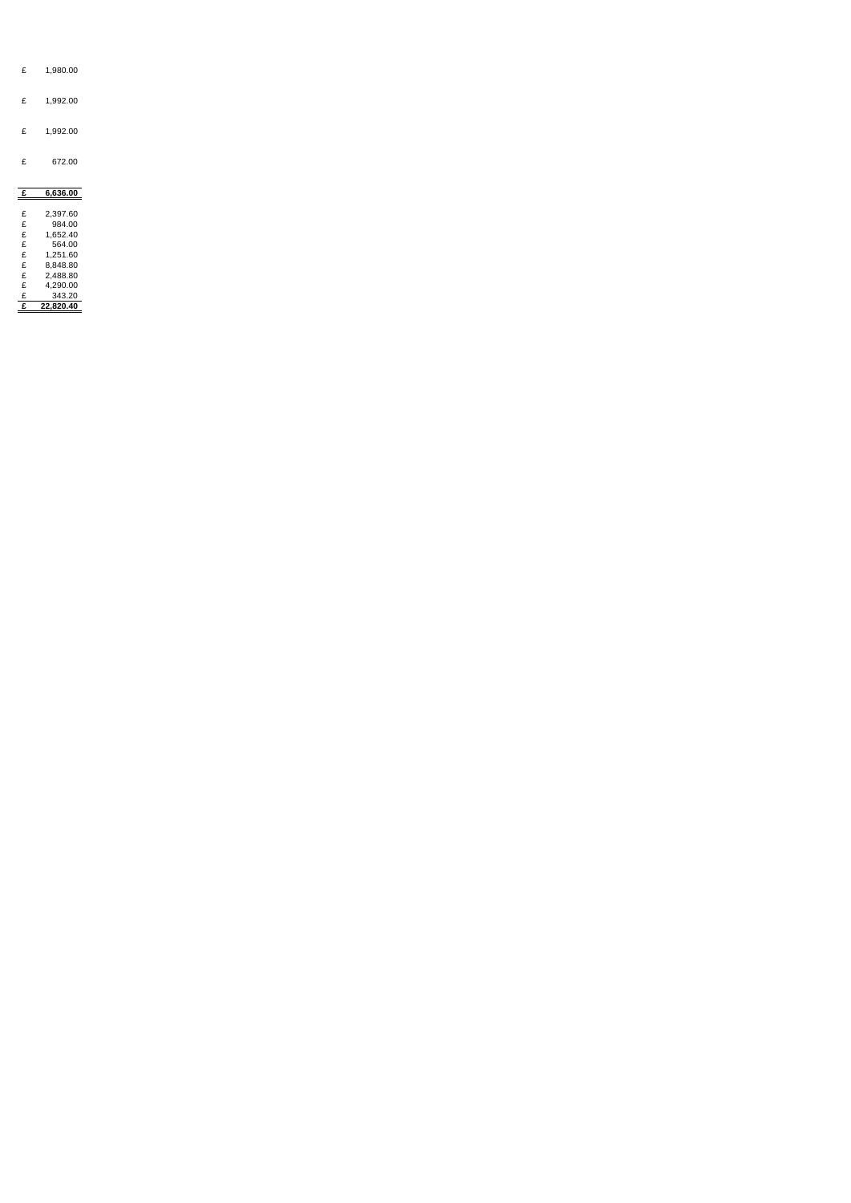| | |
|---|---|
| £ | 1,980.00 |
| £ | 1,992.00 |
| £ | 1,992.00 |
| £ | 672.00 |
| **£** | **6,636.00** |
| £ | 2,397.60 |
| £ | 984.00 |
| £ | 1,652.40 |
| £ | 564.00 |
| £ | 1,251.60 |
| £ | 8,848.80 |
| £ | 2,488.80 |
| £ | 4,290.00 |
| £ | 343.20 |
| **£** | **22,820.40** |